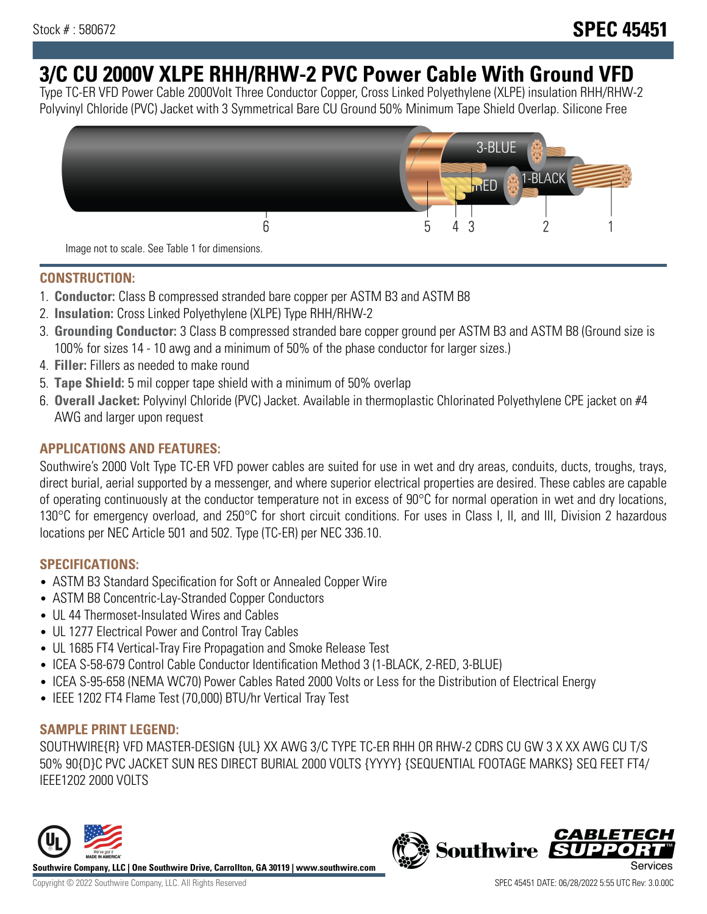Stock # : 580672

# SPEC 45451

# 3/C CU 2000V XLPE RHH/RHW-2 PVC Power Cable With Ground VFD

Type TC-ER VFD Power Cable 2000Volt Three Conductor Copper, Cross Linked Polyethylene (XLPE) insulation RHH/RHW-2 Polyvinyl Chloride (PVC) Jacket with 3 Symmetrical Bare CU Ground 50% Minimum Tape Shield Overlap. Silicone Free

Image not to scale. See Table 1 for dimensions.

## CONSTRUCTION:

1. **Conductor:** Class B compressed stranded bare copper per ASTM B3 and ASTM B8
2. **Insulation:** Cross Linked Polyethylene (XLPE) Type RHH/RHW-2
3. **Grounding Conductor:** 3 Class B compressed stranded bare copper ground per ASTM B3 and ASTM B8 (Ground size is 100% for sizes 14 - 10 awg and a minimum of 50% of the phase conductor for larger sizes.)
4. **Filler:** Fillers as needed to make round
5. **Tape Shield:** 5 mil copper tape shield with a minimum of 50% overlap
6. **Overall Jacket:** Polyvinyl Chloride (PVC) Jacket. Available in thermoplastic Chlorinated Polyethylene CPE jacket on #4 AWG and larger upon request

## APPLICATIONS AND FEATURES:

Southwire's 2000 Volt Type TC-ER VFD power cables are suited for use in wet and dry areas, conduits, ducts, troughs, trays, direct burial, aerial supported by a messenger, and where superior electrical properties are desired. These cables are capable of operating continuously at the conductor temperature not in excess of 90°C for normal operation in wet and dry locations, 130°C for emergency overload, and 250°C for short circuit conditions. For uses in Class I, II, and III, Division 2 hazardous locations per NEC Article 501 and 502. Type (TC-ER) per NEC 336.10.

## SPECIFICATIONS:

- ASTM B3 Standard Specification for Soft or Annealed Copper Wire
- ASTM B8 Concentric-Lay-Stranded Copper Conductors
- UL 44 Thermoset-Insulated Wires and Cables
- UL 1277 Electrical Power and Control Tray Cables
- UL 1685 FT4 Vertical-Tray Fire Propagation and Smoke Release Test
- ICEA S-58-679 Control Cable Conductor Identification Method 3 (1-BLACK, 2-RED, 3-BLUE)
- ICEA S-95-658 (NEMA WC70) Power Cables Rated 2000 Volts or Less for the Distribution of Electrical Energy
- IEEE 1202 FT4 Flame Test (70,000) BTU/hr Vertical Tray Test

## SAMPLE PRINT LEGEND:

SOUTHWIRE{R} VFD MASTER-DESIGN {UL} XX AWG 3/C TYPE TC-ER RHH OR RHW-2 CDRS CU GW 3 X XX AWG CU T/S 50% 90{D}C PVC JACKET SUN RES DIRECT BURIAL 2000 VOLTS {YYYY} {SEQUENTIAL FOOTAGE MARKS} SEQ FEET FT4/ IEEE1202 2000 VOLTS

Southwire Company, LLC | One Southwire Drive, Carrollton, GA 30119 | www.southwire.com

Copyright © 2022 Southwire Company, LLC. All Rights Reserved

SPEC 45451 DATE: 06/28/2022 5:55 UTC Rev: 3.0.00C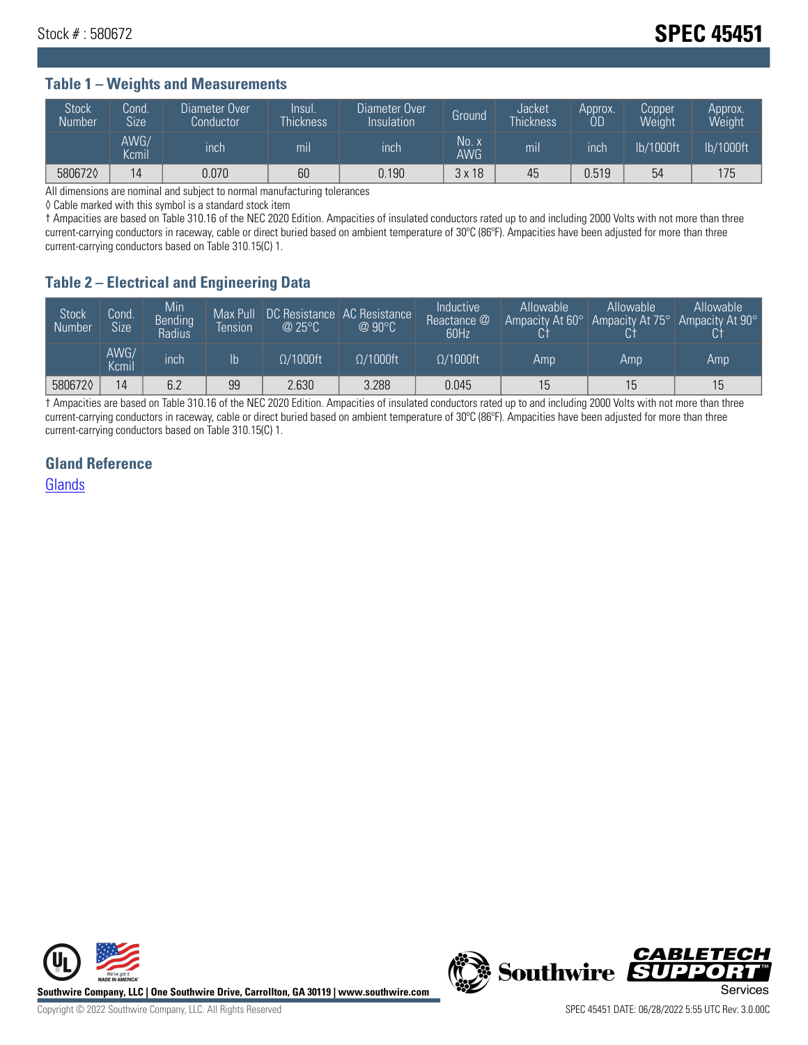Stock # : 580672

# SPEC 45451

## Table 1 – Weights and Measurements

| Stock Number | Cond. Size | Diameter Over Conductor | Insul. Thickness | Diameter Over Insulation | Ground | Jacket Thickness | Approx. OD | Copper Weight | Approx. Weight |
|---|---|---|---|---|---|---|---|---|---|
| | AWG/ Kcmil | inch | mil | inch | No. x AWG | mil | inch | lb/1000ft | lb/1000ft |
| 580672◊ | 14 | 0.070 | 60 | 0.190 | 3 x 18 | 45 | 0.519 | 54 | 175 |

All dimensions are nominal and subject to normal manufacturing tolerances

◊ Cable marked with this symbol is a standard stock item

† Ampacities are based on Table 310.16 of the NEC 2020 Edition. Ampacities of insulated conductors rated up to and including 2000 Volts with not more than three current-carrying conductors in raceway, cable or direct buried based on ambient temperature of 30ºC (86ºF). Ampacities have been adjusted for more than three current-carrying conductors based on Table 310.15(C) 1.

## Table 2 – Electrical and Engineering Data

| Stock Number | Cond. Size | Min Bending Radius | Max Pull Tension | DC Resistance @ 25°C | AC Resistance @ 90°C | Inductive Reactance @ 60Hz | Allowable Ampacity At 60° C† | Allowable Ampacity At 75° C† | Allowable Ampacity At 90° C† |
|---|---|---|---|---|---|---|---|---|---|
| | AWG/ Kcmil | inch | lb | Ω/1000ft | Ω/1000ft | Ω/1000ft | Amp | Amp | Amp |
| 580672◊ | 14 | 6.2 | 99 | 2.630 | 3.288 | 0.045 | 15 | 15 | 15 |

† Ampacities are based on Table 310.16 of the NEC 2020 Edition. Ampacities of insulated conductors rated up to and including 2000 Volts with not more than three current-carrying conductors in raceway, cable or direct buried based on ambient temperature of 30ºC (86ºF). Ampacities have been adjusted for more than three current-carrying conductors based on Table 310.15(C) 1.

## Gland Reference

Glands

Southwire Company, LLC | One Southwire Drive, Carrollton, GA 30119 | www.southwire.com

Copyright © 2022 Southwire Company, LLC. All Rights Reserved

SPEC 45451 DATE: 06/28/2022 5:55 UTC Rev: 3.0.00C